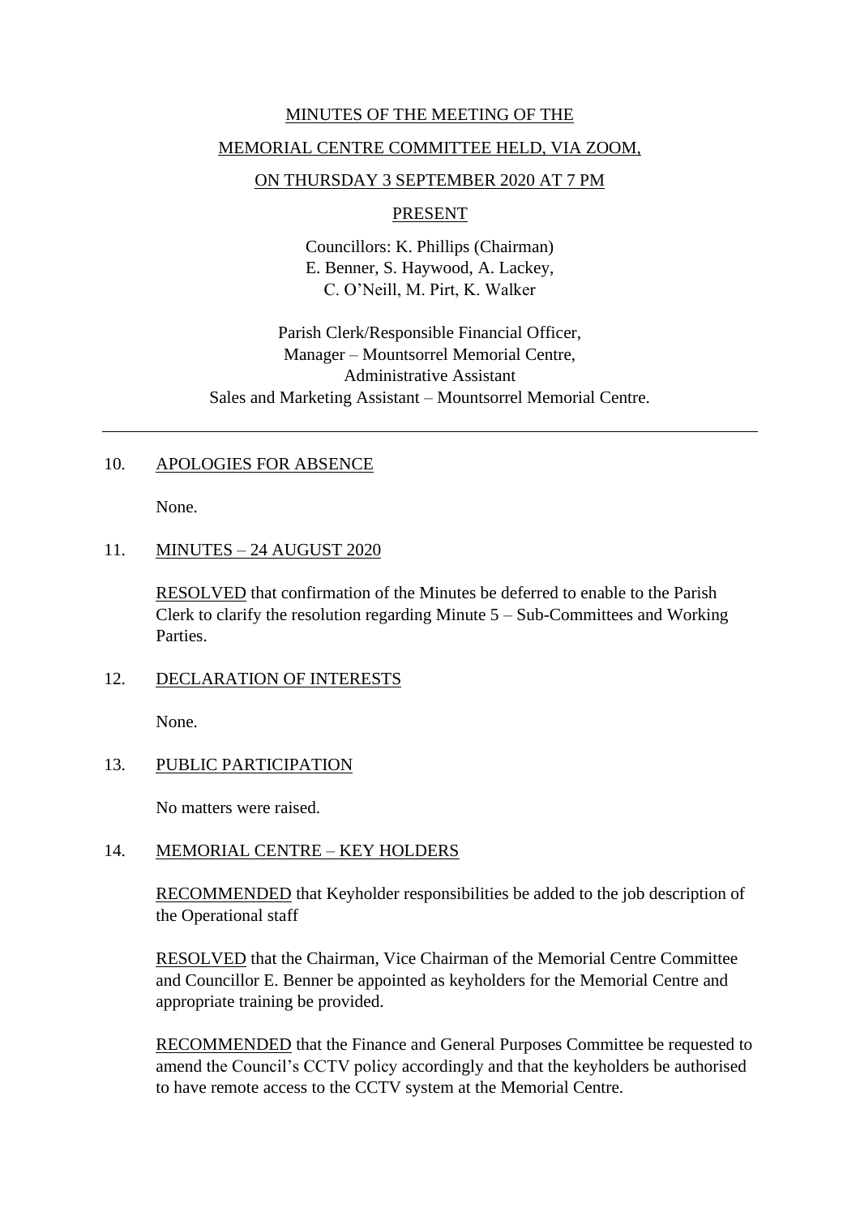MINUTES OF THE MEETING OF THE

MEMORIAL CENTRE COMMITTEE HELD, VIA ZOOM,

ON THURSDAY 3 SEPTEMBER 2020 AT 7 PM

PRESENT

Councillors: K. Phillips (Chairman)
E. Benner, S. Haywood, A. Lackey,
C. O'Neill, M. Pirt, K. Walker

Parish Clerk/Responsible Financial Officer,
Manager – Mountsorrel Memorial Centre,
Administrative Assistant
Sales and Marketing Assistant – Mountsorrel Memorial Centre.

---

10. APOLOGIES FOR ABSENCE

None.

11. MINUTES – 24 AUGUST 2020

RESOLVED that confirmation of the Minutes be deferred to enable to the Parish Clerk to clarify the resolution regarding Minute 5 – Sub-Committees and Working Parties.

12. DECLARATION OF INTERESTS

None.

13. PUBLIC PARTICIPATION

No matters were raised.

14. MEMORIAL CENTRE – KEY HOLDERS

RECOMMENDED that Keyholder responsibilities be added to the job description of the Operational staff

RESOLVED that the Chairman, Vice Chairman of the Memorial Centre Committee and Councillor E. Benner be appointed as keyholders for the Memorial Centre and appropriate training be provided.

RECOMMENDED that the Finance and General Purposes Committee be requested to amend the Council's CCTV policy accordingly and that the keyholders be authorised to have remote access to the CCTV system at the Memorial Centre.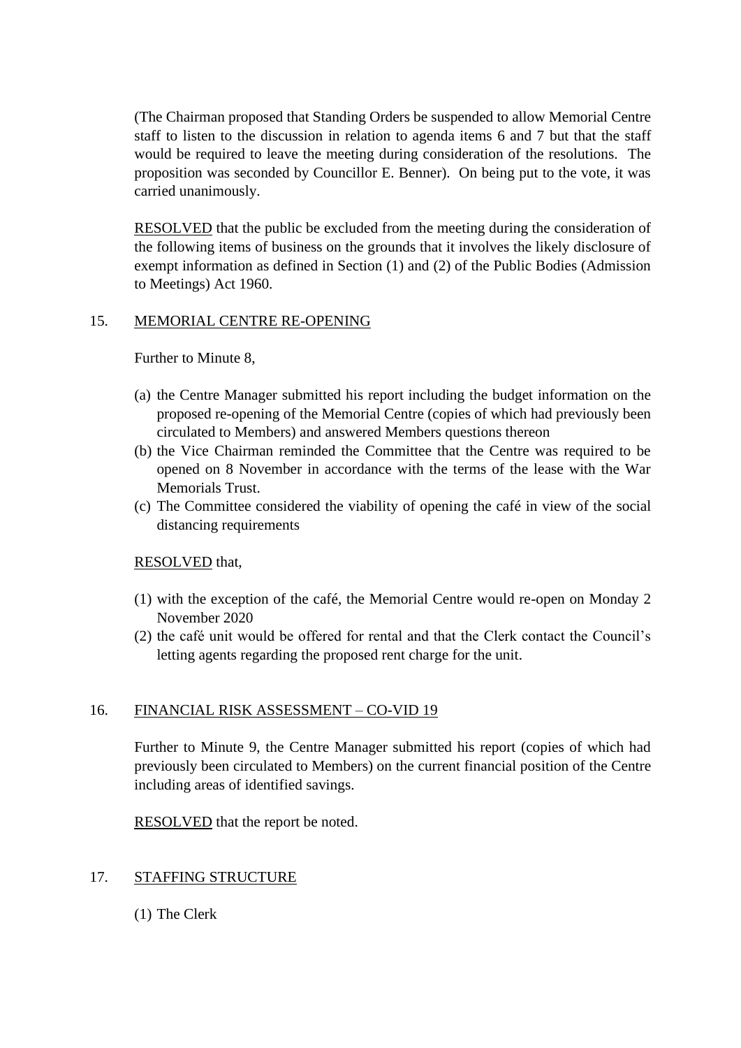(The Chairman proposed that Standing Orders be suspended to allow Memorial Centre staff to listen to the discussion in relation to agenda items 6 and 7 but that the staff would be required to leave the meeting during consideration of the resolutions. The proposition was seconded by Councillor E. Benner). On being put to the vote, it was carried unanimously.

RESOLVED that the public be excluded from the meeting during the consideration of the following items of business on the grounds that it involves the likely disclosure of exempt information as defined in Section (1) and (2) of the Public Bodies (Admission to Meetings) Act 1960.

## 15. MEMORIAL CENTRE RE-OPENING

Further to Minute 8,

(a) the Centre Manager submitted his report including the budget information on the proposed re-opening of the Memorial Centre (copies of which had previously been circulated to Members) and answered Members questions thereon
(b) the Vice Chairman reminded the Committee that the Centre was required to be opened on 8 November in accordance with the terms of the lease with the War Memorials Trust.
(c) The Committee considered the viability of opening the café in view of the social distancing requirements

RESOLVED that,

(1) with the exception of the café, the Memorial Centre would re-open on Monday 2 November 2020
(2) the café unit would be offered for rental and that the Clerk contact the Council's letting agents regarding the proposed rent charge for the unit.

## 16. FINANCIAL RISK ASSESSMENT – CO-VID 19

Further to Minute 9, the Centre Manager submitted his report (copies of which had previously been circulated to Members) on the current financial position of the Centre including areas of identified savings.

RESOLVED that the report be noted.

## 17. STAFFING STRUCTURE

(1) The Clerk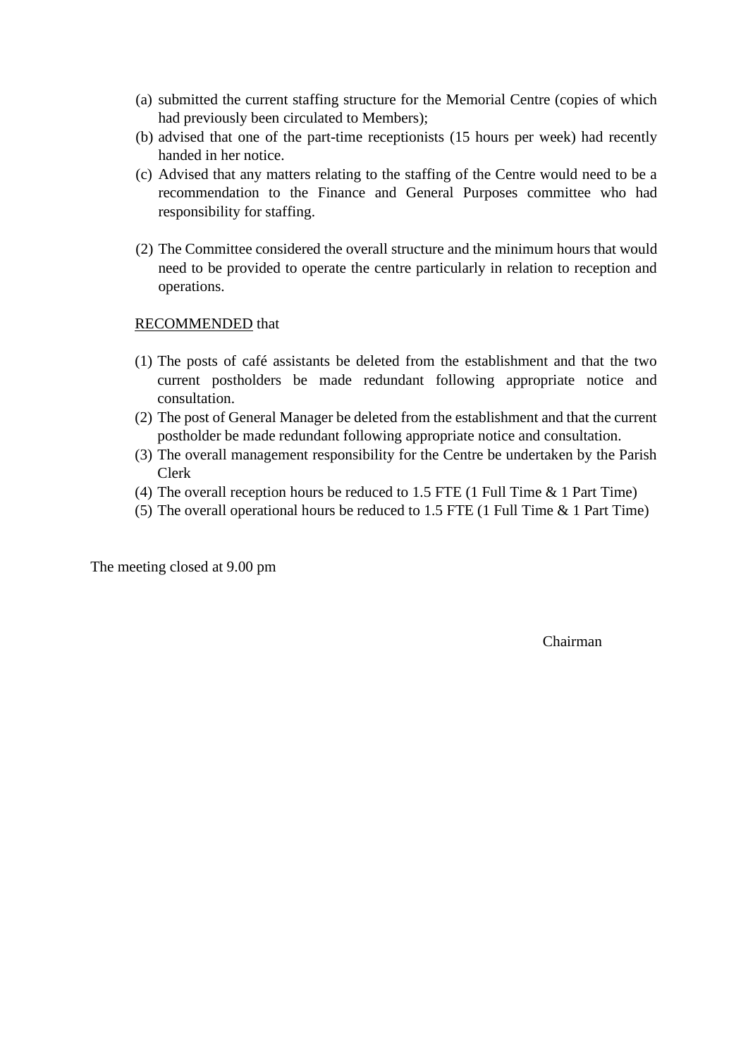(a) submitted the current staffing structure for the Memorial Centre (copies of which had previously been circulated to Members);

(b) advised that one of the part-time receptionists (15 hours per week) had recently handed in her notice.

(c) Advised that any matters relating to the staffing of the Centre would need to be a recommendation to the Finance and General Purposes committee who had responsibility for staffing.

(2) The Committee considered the overall structure and the minimum hours that would need to be provided to operate the centre particularly in relation to reception and operations.

<u>RECOMMENDED</u> that

(1) The posts of café assistants be deleted from the establishment and that the two current postholders be made redundant following appropriate notice and consultation.
(2) The post of General Manager be deleted from the establishment and that the current postholder be made redundant following appropriate notice and consultation.
(3) The overall management responsibility for the Centre be undertaken by the Parish Clerk
(4) The overall reception hours be reduced to 1.5 FTE (1 Full Time & 1 Part Time)
(5) The overall operational hours be reduced to 1.5 FTE (1 Full Time & 1 Part Time)

The meeting closed at 9.00 pm

Chairman